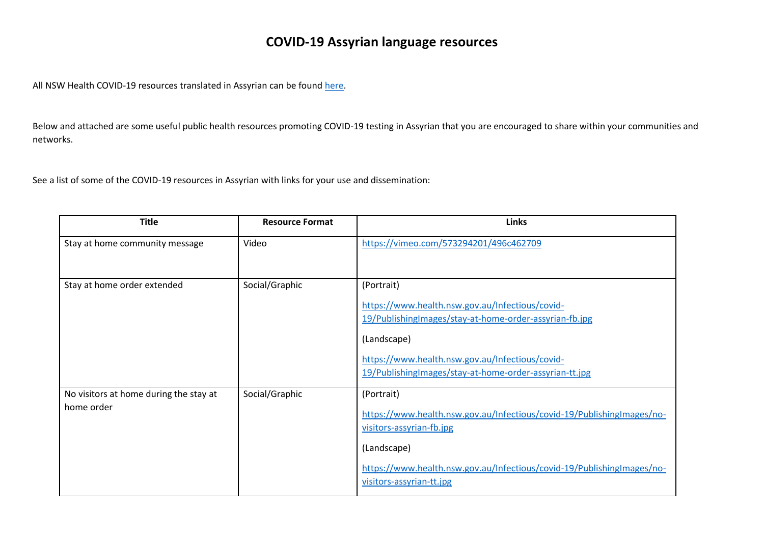# COVID-19 Assyrian language resources

All NSW Health COVID-19 resources translated in Assyrian can be found here.

Below and attached are some useful public health resources promoting COVID-19 testing in Assyrian that you are encouraged to share within your communities and networks.

See a list of some of the COVID-19 resources in Assyrian with links for your use and dissemination:

| Title | Resource Format | Links |
|---|---|---|
| Stay at home community message | Video | https://vimeo.com/573294201/496c462709 |
| Stay at home order extended | Social/Graphic | (Portrait)<br>https://www.health.nsw.gov.au/Infectious/covid-19/PublishingImages/stay-at-home-order-assyrian-fb.jpg<br>(Landscape)<br>https://www.health.nsw.gov.au/Infectious/covid-19/PublishingImages/stay-at-home-order-assyrian-tt.jpg |
| No visitors at home during the stay at home order | Social/Graphic | (Portrait)<br>https://www.health.nsw.gov.au/Infectious/covid-19/PublishingImages/no-visitors-assyrian-fb.jpg<br>(Landscape)<br>https://www.health.nsw.gov.au/Infectious/covid-19/PublishingImages/no-visitors-assyrian-tt.jpg |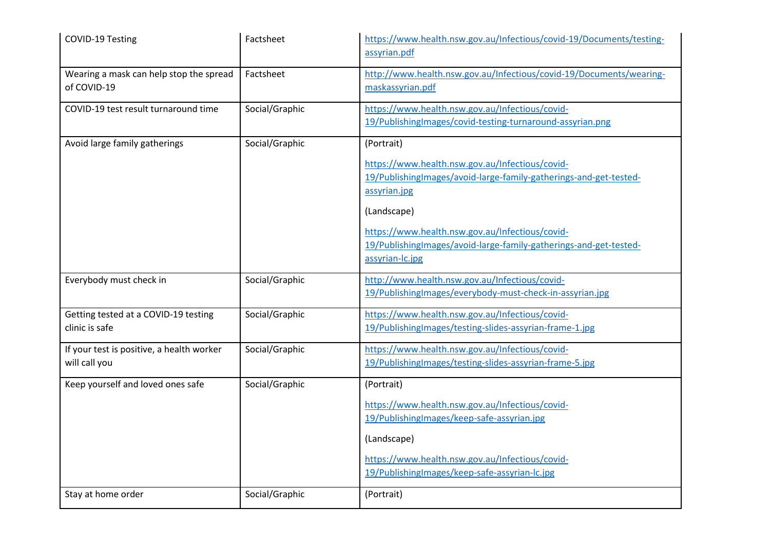| COVID-19 Testing | Factsheet | https://www.health.nsw.gov.au/Infectious/covid-19/Documents/testing-assyrian.pdf |
|---|---|---|
| Wearing a mask can help stop the spread of COVID-19 | Factsheet | http://www.health.nsw.gov.au/Infectious/covid-19/Documents/wearing-maskassyrian.pdf |
| COVID-19 test result turnaround time | Social/Graphic | https://www.health.nsw.gov.au/Infectious/covid-19/PublishingImages/covid-testing-turnaround-assyrian.png |
| Avoid large family gatherings | Social/Graphic | (Portrait)<br><br>https://www.health.nsw.gov.au/Infectious/covid-19/PublishingImages/avoid-large-family-gatherings-and-get-tested-assyrian.jpg<br><br>(Landscape)<br><br>https://www.health.nsw.gov.au/Infectious/covid-19/PublishingImages/avoid-large-family-gatherings-and-get-tested-assyrian-lc.jpg |
| Everybody must check in | Social/Graphic | http://www.health.nsw.gov.au/Infectious/covid-19/PublishingImages/everybody-must-check-in-assyrian.jpg |
| Getting tested at a COVID-19 testing clinic is safe | Social/Graphic | https://www.health.nsw.gov.au/Infectious/covid-19/PublishingImages/testing-slides-assyrian-frame-1.jpg |
| If your test is positive, a health worker will call you | Social/Graphic | https://www.health.nsw.gov.au/Infectious/covid-19/PublishingImages/testing-slides-assyrian-frame-5.jpg |
| Keep yourself and loved ones safe | Social/Graphic | (Portrait)<br><br>https://www.health.nsw.gov.au/Infectious/covid-19/PublishingImages/keep-safe-assyrian.jpg<br><br>(Landscape)<br><br>https://www.health.nsw.gov.au/Infectious/covid-19/PublishingImages/keep-safe-assyrian-lc.jpg |
| Stay at home order | Social/Graphic | (Portrait) |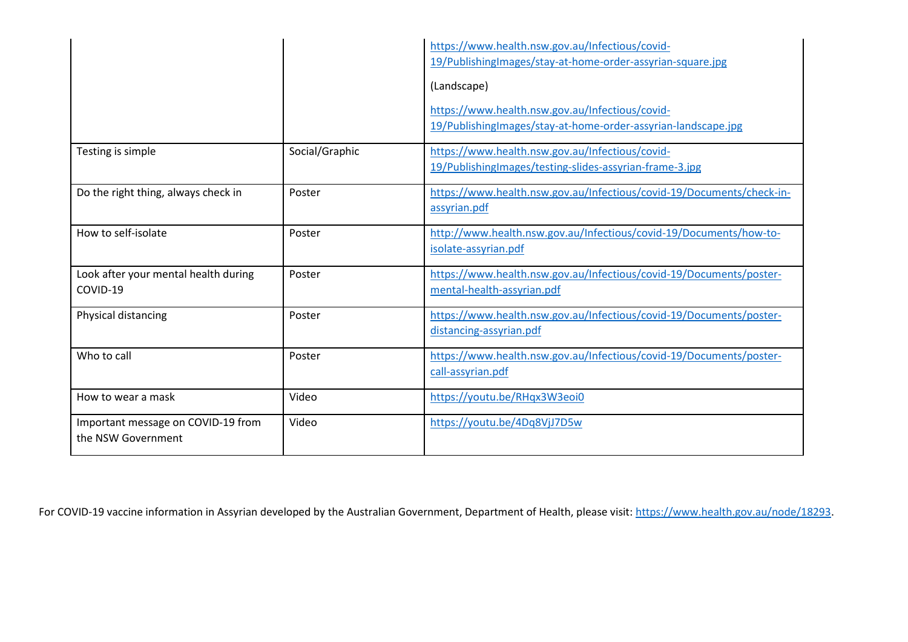| | | |
|---|---|---|
| | | https://www.health.nsw.gov.au/Infectious/covid-19/PublishingImages/stay-at-home-order-assyrian-square.jpg<br><br>(Landscape)<br><br>https://www.health.nsw.gov.au/Infectious/covid-19/PublishingImages/stay-at-home-order-assyrian-landscape.jpg |
| Testing is simple | Social/Graphic | https://www.health.nsw.gov.au/Infectious/covid-19/PublishingImages/testing-slides-assyrian-frame-3.jpg |
| Do the right thing, always check in | Poster | https://www.health.nsw.gov.au/Infectious/covid-19/Documents/check-in-assyrian.pdf |
| How to self-isolate | Poster | http://www.health.nsw.gov.au/Infectious/covid-19/Documents/how-to-isolate-assyrian.pdf |
| Look after your mental health during COVID-19 | Poster | https://www.health.nsw.gov.au/Infectious/covid-19/Documents/poster-mental-health-assyrian.pdf |
| Physical distancing | Poster | https://www.health.nsw.gov.au/Infectious/covid-19/Documents/poster-distancing-assyrian.pdf |
| Who to call | Poster | https://www.health.nsw.gov.au/Infectious/covid-19/Documents/poster-call-assyrian.pdf |
| How to wear a mask | Video | https://youtu.be/RHqx3W3eoi0 |
| Important message on COVID-19 from the NSW Government | Video | https://youtu.be/4Dq8VjJ7D5w |

For COVID-19 vaccine information in Assyrian developed by the Australian Government, Department of Health, please visit: https://www.health.gov.au/node/18293.